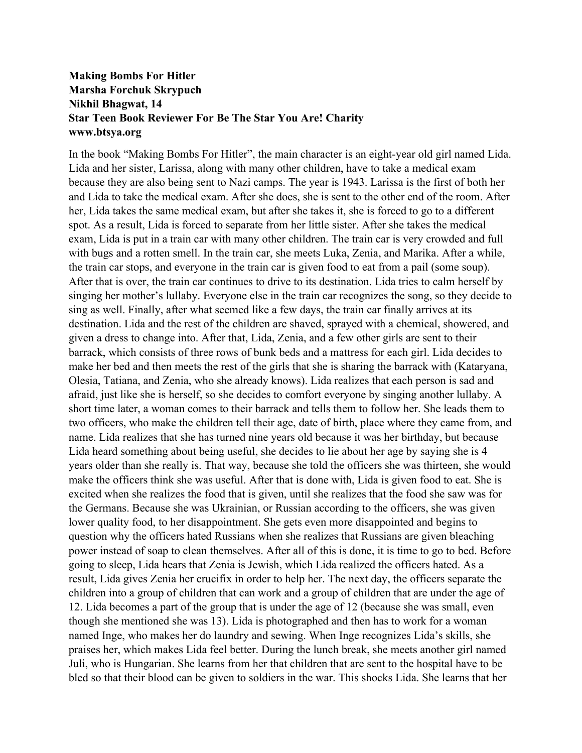**Making Bombs For Hitler**
**Marsha Forchuk Skrypuch**
**Nikhil Bhagwat, 14**
**Star Teen Book Reviewer For Be The Star You Are! Charity**
**www.btsya.org**

In the book "Making Bombs For Hitler", the main character is an eight-year old girl named Lida. Lida and her sister, Larissa, along with many other children, have to take a medical exam because they are also being sent to Nazi camps. The year is 1943. Larissa is the first of both her and Lida to take the medical exam. After she does, she is sent to the other end of the room. After her, Lida takes the same medical exam, but after she takes it, she is forced to go to a different spot. As a result, Lida is forced to separate from her little sister. After she takes the medical exam, Lida is put in a train car with many other children. The train car is very crowded and full with bugs and a rotten smell. In the train car, she meets Luka, Zenia, and Marika. After a while, the train car stops, and everyone in the train car is given food to eat from a pail (some soup). After that is over, the train car continues to drive to its destination. Lida tries to calm herself by singing her mother's lullaby. Everyone else in the train car recognizes the song, so they decide to sing as well. Finally, after what seemed like a few days, the train car finally arrives at its destination. Lida and the rest of the children are shaved, sprayed with a chemical, showered, and given a dress to change into. After that, Lida, Zenia, and a few other girls are sent to their barrack, which consists of three rows of bunk beds and a mattress for each girl. Lida decides to make her bed and then meets the rest of the girls that she is sharing the barrack with (Kataryana, Olesia, Tatiana, and Zenia, who she already knows). Lida realizes that each person is sad and afraid, just like she is herself, so she decides to comfort everyone by singing another lullaby. A short time later, a woman comes to their barrack and tells them to follow her. She leads them to two officers, who make the children tell their age, date of birth, place where they came from, and name. Lida realizes that she has turned nine years old because it was her birthday, but because Lida heard something about being useful, she decides to lie about her age by saying she is 4 years older than she really is. That way, because she told the officers she was thirteen, she would make the officers think she was useful. After that is done with, Lida is given food to eat. She is excited when she realizes the food that is given, until she realizes that the food she saw was for the Germans. Because she was Ukrainian, or Russian according to the officers, she was given lower quality food, to her disappointment. She gets even more disappointed and begins to question why the officers hated Russians when she realizes that Russians are given bleaching power instead of soap to clean themselves. After all of this is done, it is time to go to bed. Before going to sleep, Lida hears that Zenia is Jewish, which Lida realized the officers hated. As a result, Lida gives Zenia her crucifix in order to help her. The next day, the officers separate the children into a group of children that can work and a group of children that are under the age of 12. Lida becomes a part of the group that is under the age of 12 (because she was small, even though she mentioned she was 13). Lida is photographed and then has to work for a woman named Inge, who makes her do laundry and sewing. When Inge recognizes Lida's skills, she praises her, which makes Lida feel better. During the lunch break, she meets another girl named Juli, who is Hungarian. She learns from her that children that are sent to the hospital have to be bled so that their blood can be given to soldiers in the war. This shocks Lida. She learns that her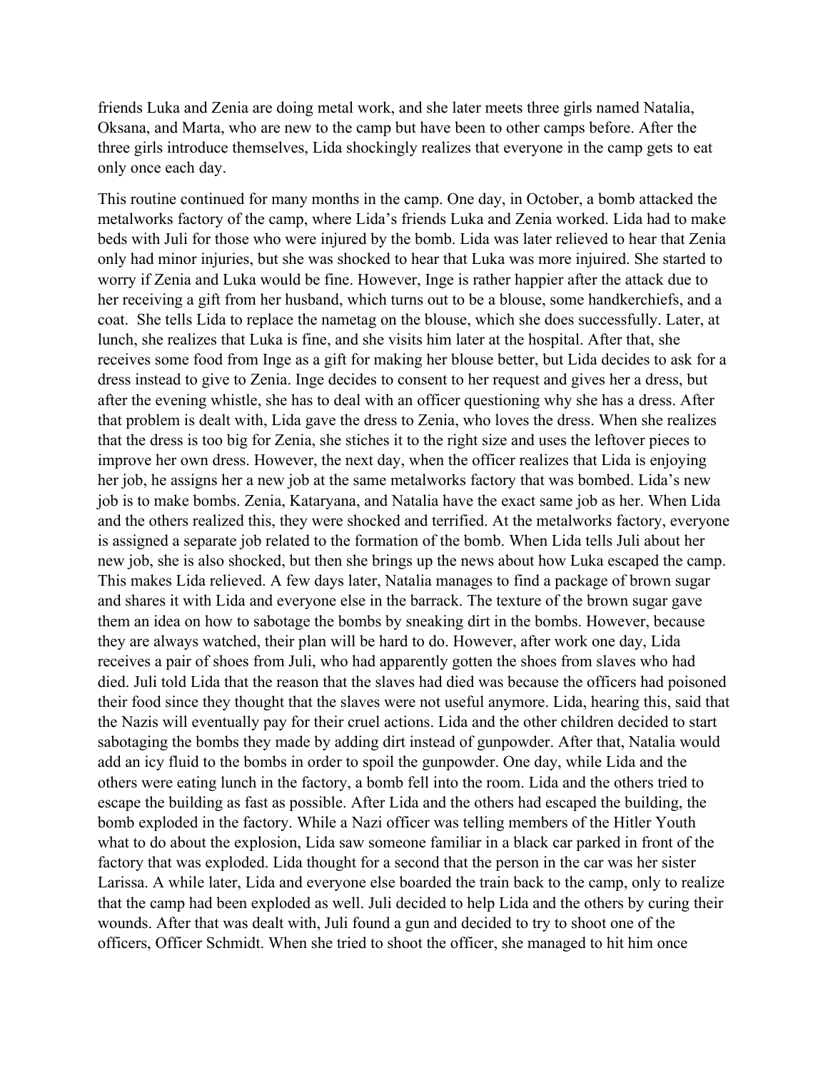friends Luka and Zenia are doing metal work, and she later meets three girls named Natalia, Oksana, and Marta, who are new to the camp but have been to other camps before. After the three girls introduce themselves, Lida shockingly realizes that everyone in the camp gets to eat only once each day.

This routine continued for many months in the camp. One day, in October, a bomb attacked the metalworks factory of the camp, where Lida's friends Luka and Zenia worked. Lida had to make beds with Juli for those who were injured by the bomb. Lida was later relieved to hear that Zenia only had minor injuries, but she was shocked to hear that Luka was more injuired. She started to worry if Zenia and Luka would be fine. However, Inge is rather happier after the attack due to her receiving a gift from her husband, which turns out to be a blouse, some handkerchiefs, and a coat.  She tells Lida to replace the nametag on the blouse, which she does successfully. Later, at lunch, she realizes that Luka is fine, and she visits him later at the hospital. After that, she receives some food from Inge as a gift for making her blouse better, but Lida decides to ask for a dress instead to give to Zenia. Inge decides to consent to her request and gives her a dress, but after the evening whistle, she has to deal with an officer questioning why she has a dress. After that problem is dealt with, Lida gave the dress to Zenia, who loves the dress. When she realizes that the dress is too big for Zenia, she stiches it to the right size and uses the leftover pieces to improve her own dress. However, the next day, when the officer realizes that Lida is enjoying her job, he assigns her a new job at the same metalworks factory that was bombed. Lida's new job is to make bombs. Zenia, Kataryana, and Natalia have the exact same job as her. When Lida and the others realized this, they were shocked and terrified. At the metalworks factory, everyone is assigned a separate job related to the formation of the bomb. When Lida tells Juli about her new job, she is also shocked, but then she brings up the news about how Luka escaped the camp. This makes Lida relieved. A few days later, Natalia manages to find a package of brown sugar and shares it with Lida and everyone else in the barrack. The texture of the brown sugar gave them an idea on how to sabotage the bombs by sneaking dirt in the bombs. However, because they are always watched, their plan will be hard to do. However, after work one day, Lida receives a pair of shoes from Juli, who had apparently gotten the shoes from slaves who had died. Juli told Lida that the reason that the slaves had died was because the officers had poisoned their food since they thought that the slaves were not useful anymore. Lida, hearing this, said that the Nazis will eventually pay for their cruel actions. Lida and the other children decided to start sabotaging the bombs they made by adding dirt instead of gunpowder. After that, Natalia would add an icy fluid to the bombs in order to spoil the gunpowder. One day, while Lida and the others were eating lunch in the factory, a bomb fell into the room. Lida and the others tried to escape the building as fast as possible. After Lida and the others had escaped the building, the bomb exploded in the factory. While a Nazi officer was telling members of the Hitler Youth what to do about the explosion, Lida saw someone familiar in a black car parked in front of the factory that was exploded. Lida thought for a second that the person in the car was her sister Larissa. A while later, Lida and everyone else boarded the train back to the camp, only to realize that the camp had been exploded as well. Juli decided to help Lida and the others by curing their wounds. After that was dealt with, Juli found a gun and decided to try to shoot one of the officers, Officer Schmidt. When she tried to shoot the officer, she managed to hit him once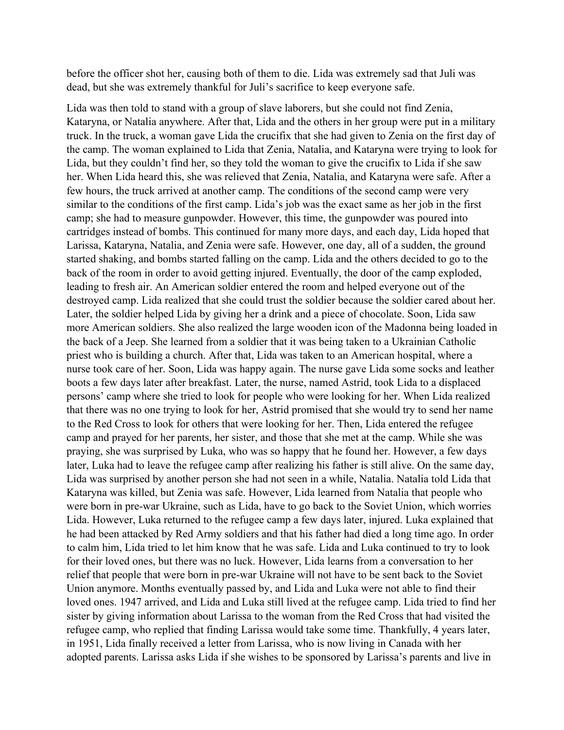before the officer shot her, causing both of them to die. Lida was extremely sad that Juli was dead, but she was extremely thankful for Juli's sacrifice to keep everyone safe.

Lida was then told to stand with a group of slave laborers, but she could not find Zenia, Kataryna, or Natalia anywhere. After that, Lida and the others in her group were put in a military truck. In the truck, a woman gave Lida the crucifix that she had given to Zenia on the first day of the camp. The woman explained to Lida that Zenia, Natalia, and Kataryna were trying to look for Lida, but they couldn't find her, so they told the woman to give the crucifix to Lida if she saw her. When Lida heard this, she was relieved that Zenia, Natalia, and Kataryna were safe. After a few hours, the truck arrived at another camp. The conditions of the second camp were very similar to the conditions of the first camp. Lida's job was the exact same as her job in the first camp; she had to measure gunpowder. However, this time, the gunpowder was poured into cartridges instead of bombs. This continued for many more days, and each day, Lida hoped that Larissa, Kataryna, Natalia, and Zenia were safe. However, one day, all of a sudden, the ground started shaking, and bombs started falling on the camp. Lida and the others decided to go to the back of the room in order to avoid getting injured. Eventually, the door of the camp exploded, leading to fresh air. An American soldier entered the room and helped everyone out of the destroyed camp. Lida realized that she could trust the soldier because the soldier cared about her. Later, the soldier helped Lida by giving her a drink and a piece of chocolate. Soon, Lida saw more American soldiers. She also realized the large wooden icon of the Madonna being loaded in the back of a Jeep. She learned from a soldier that it was being taken to a Ukrainian Catholic priest who is building a church. After that, Lida was taken to an American hospital, where a nurse took care of her. Soon, Lida was happy again. The nurse gave Lida some socks and leather boots a few days later after breakfast. Later, the nurse, named Astrid, took Lida to a displaced persons' camp where she tried to look for people who were looking for her. When Lida realized that there was no one trying to look for her, Astrid promised that she would try to send her name to the Red Cross to look for others that were looking for her. Then, Lida entered the refugee camp and prayed for her parents, her sister, and those that she met at the camp. While she was praying, she was surprised by Luka, who was so happy that he found her. However, a few days later, Luka had to leave the refugee camp after realizing his father is still alive. On the same day, Lida was surprised by another person she had not seen in a while, Natalia. Natalia told Lida that Kataryna was killed, but Zenia was safe. However, Lida learned from Natalia that people who were born in pre-war Ukraine, such as Lida, have to go back to the Soviet Union, which worries Lida. However, Luka returned to the refugee camp a few days later, injured. Luka explained that he had been attacked by Red Army soldiers and that his father had died a long time ago. In order to calm him, Lida tried to let him know that he was safe. Lida and Luka continued to try to look for their loved ones, but there was no luck. However, Lida learns from a conversation to her relief that people that were born in pre-war Ukraine will not have to be sent back to the Soviet Union anymore. Months eventually passed by, and Lida and Luka were not able to find their loved ones. 1947 arrived, and Lida and Luka still lived at the refugee camp. Lida tried to find her sister by giving information about Larissa to the woman from the Red Cross that had visited the refugee camp, who replied that finding Larissa would take some time. Thankfully, 4 years later, in 1951, Lida finally received a letter from Larissa, who is now living in Canada with her adopted parents. Larissa asks Lida if she wishes to be sponsored by Larissa's parents and live in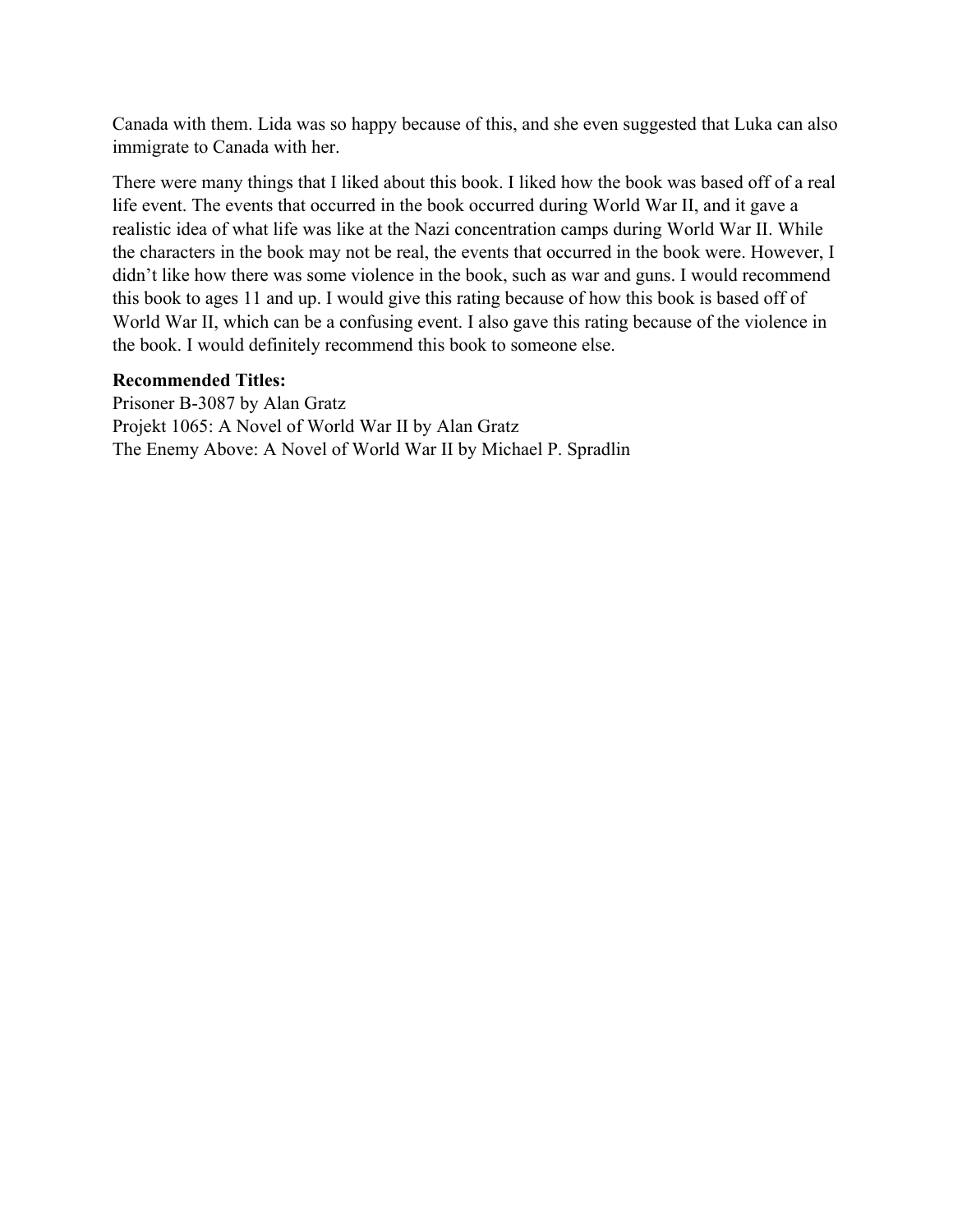Canada with them. Lida was so happy because of this, and she even suggested that Luka can also immigrate to Canada with her.

There were many things that I liked about this book. I liked how the book was based off of a real life event. The events that occurred in the book occurred during World War II, and it gave a realistic idea of what life was like at the Nazi concentration camps during World War II. While the characters in the book may not be real, the events that occurred in the book were. However, I didn't like how there was some violence in the book, such as war and guns. I would recommend this book to ages 11 and up. I would give this rating because of how this book is based off of World War II, which can be a confusing event. I also gave this rating because of the violence in the book. I would definitely recommend this book to someone else.

**Recommended Titles:**
Prisoner B-3087 by Alan Gratz
Projekt 1065: A Novel of World War II by Alan Gratz
The Enemy Above: A Novel of World War II by Michael P. Spradlin